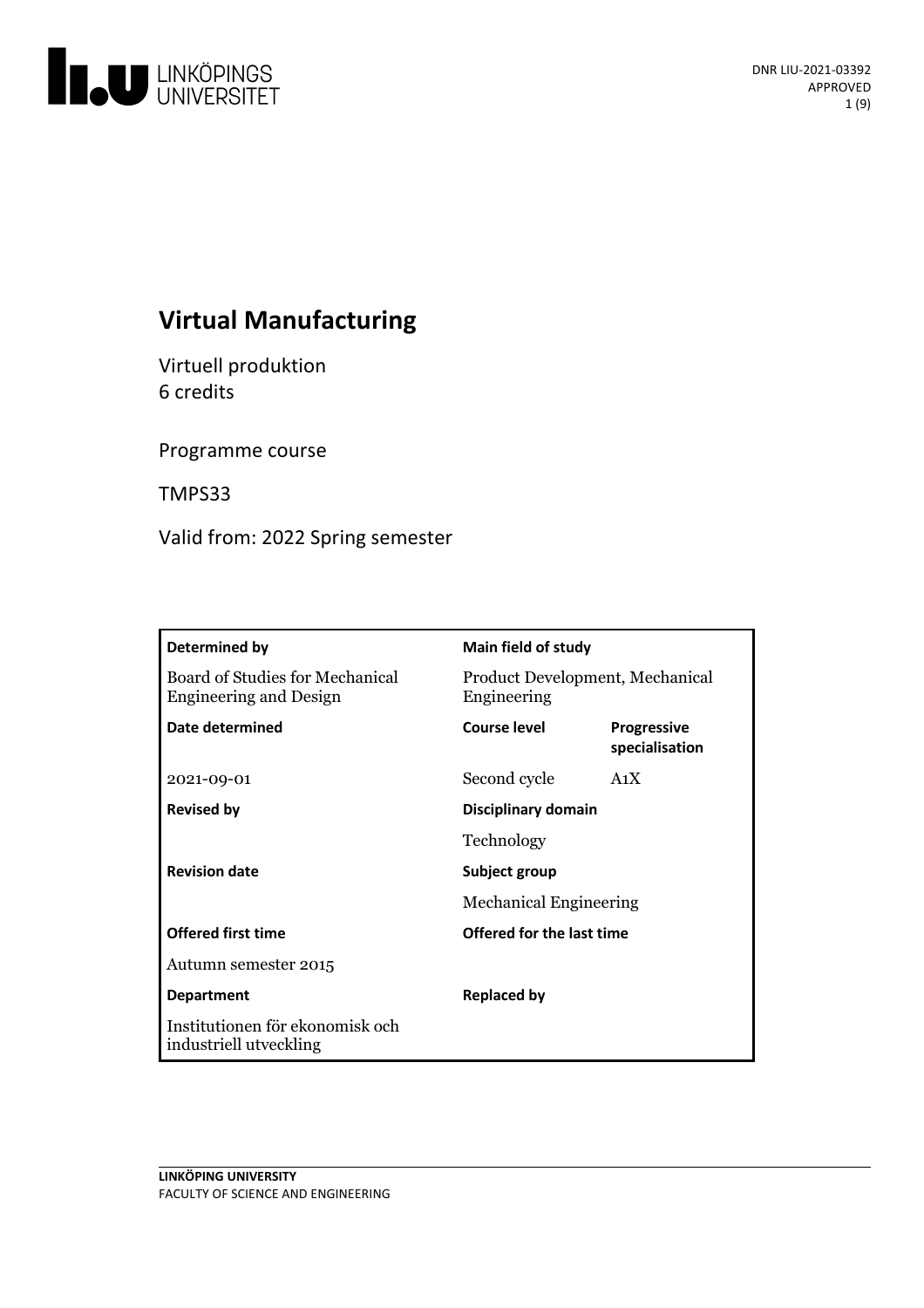# Virtual Manufacturing

Virtuell produktion
6 credits

Programme course

TMPS33

Valid from: 2022 Spring semester

| Determined by | Main field of study | |
|---|---|---|
| Board of Studies for Mechanical Engineering and Design | Product Development, Mechanical Engineering | |
| **Date determined** | **Course level** | **Progressive specialisation** |
| 2021-09-01 | Second cycle | A1X |
| **Revised by** | **Disciplinary domain** | |
| | Technology | |
| **Revision date** | **Subject group** | |
| | Mechanical Engineering | |
| **Offered first time** | **Offered for the last time** | |
| Autumn semester 2015 | | |
| **Department** | **Replaced by** | |
| Institutionen för ekonomisk och industriell utveckling | | |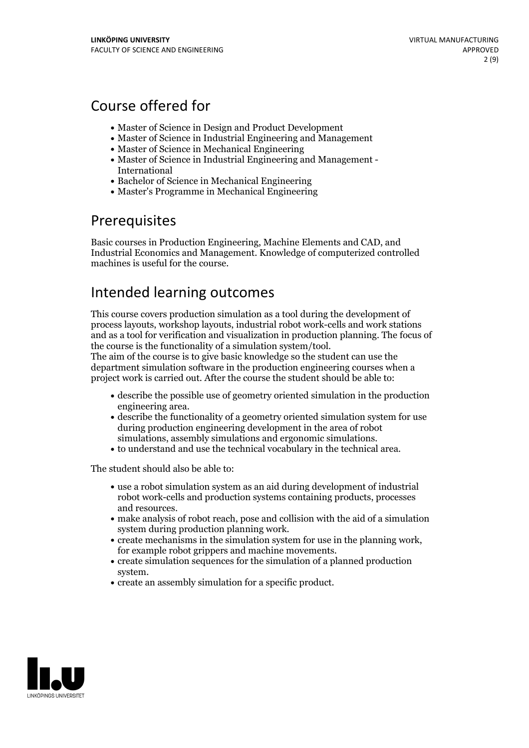## Course offered for

- Master of Science in Design and Product Development
- Master of Science in Industrial Engineering and Management
- Master of Science in Mechanical Engineering
- Master of Science in Industrial Engineering and Management - International
- Bachelor of Science in Mechanical Engineering
- Master's Programme in Mechanical Engineering

## Prerequisites

Basic courses in Production Engineering, Machine Elements and CAD, and Industrial Economics and Management. Knowledge of computerized controlled machines is useful for the course.

## Intended learning outcomes

This course covers production simulation as a tool during the development of process layouts, workshop layouts, industrial robot work-cells and work stations and as a tool for verification and visualization in production planning. The focus of the course is the functionality of a simulation system/tool.
The aim of the course is to give basic knowledge so the student can use the department simulation software in the production engineering courses when a project work is carried out. After the course the student should be able to:

- describe the possible use of geometry oriented simulation in the production engineering area.
- describe the functionality of a geometry oriented simulation system for use during production engineering development in the area of robot simulations, assembly simulations and ergonomic simulations.
- to understand and use the technical vocabulary in the technical area.

The student should also be able to:

- use a robot simulation system as an aid during development of industrial robot work-cells and production systems containing products, processes and resources.
- make analysis of robot reach, pose and collision with the aid of a simulation system during production planning work.
- create mechanisms in the simulation system for use in the planning work, for example robot grippers and machine movements.
- create simulation sequences for the simulation of a planned production system.
- create an assembly simulation for a specific product.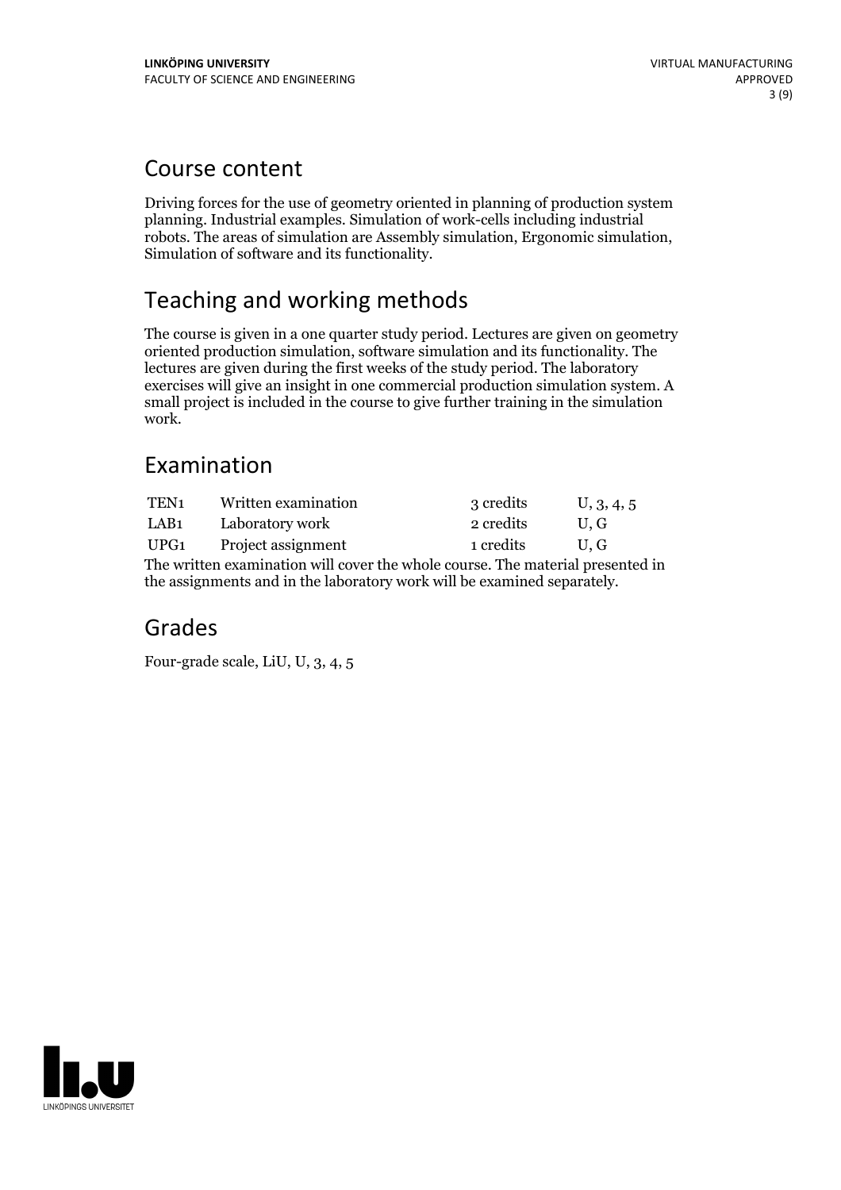## Course content

Driving forces for the use of geometry oriented in planning of production system planning. Industrial examples. Simulation of work-cells including industrial robots. The areas of simulation are Assembly simulation, Ergonomic simulation, Simulation of software and its functionality.

## Teaching and working methods

The course is given in a one quarter study period. Lectures are given on geometry oriented production simulation, software simulation and its functionality. The lectures are given during the first weeks of the study period. The laboratory exercises will give an insight in one commercial production simulation system. A small project is included in the course to give further training in the simulation work.

## Examination

| | | | |
|---|---|---|---|
| TEN1 | Written examination | 3 credits | U, 3, 4, 5 |
| LAB1 | Laboratory work | 2 credits | U, G |
| UPG1 | Project assignment | 1 credits | U, G |

The written examination will cover the whole course. The material presented in the assignments and in the laboratory work will be examined separately.

## Grades

Four-grade scale, LiU, U, 3, 4, 5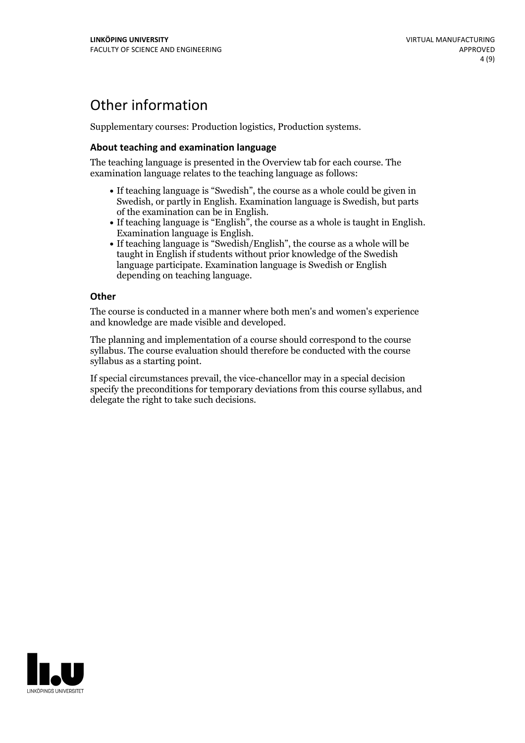# Other information

Supplementary courses: Production logistics, Production systems.

### About teaching and examination language

The teaching language is presented in the Overview tab for each course. The examination language relates to the teaching language as follows:

- If teaching language is “Swedish”, the course as a whole could be given in Swedish, or partly in English. Examination language is Swedish, but parts of the examination can be in English.
- If teaching language is “English”, the course as a whole is taught in English. Examination language is English.
- If teaching language is “Swedish/English”, the course as a whole will be taught in English if students without prior knowledge of the Swedish language participate. Examination language is Swedish or English depending on teaching language.

### Other

The course is conducted in a manner where both men's and women's experience and knowledge are made visible and developed.

The planning and implementation of a course should correspond to the course syllabus. The course evaluation should therefore be conducted with the course syllabus as a starting point.

If special circumstances prevail, the vice-chancellor may in a special decision specify the preconditions for temporary deviations from this course syllabus, and delegate the right to take such decisions.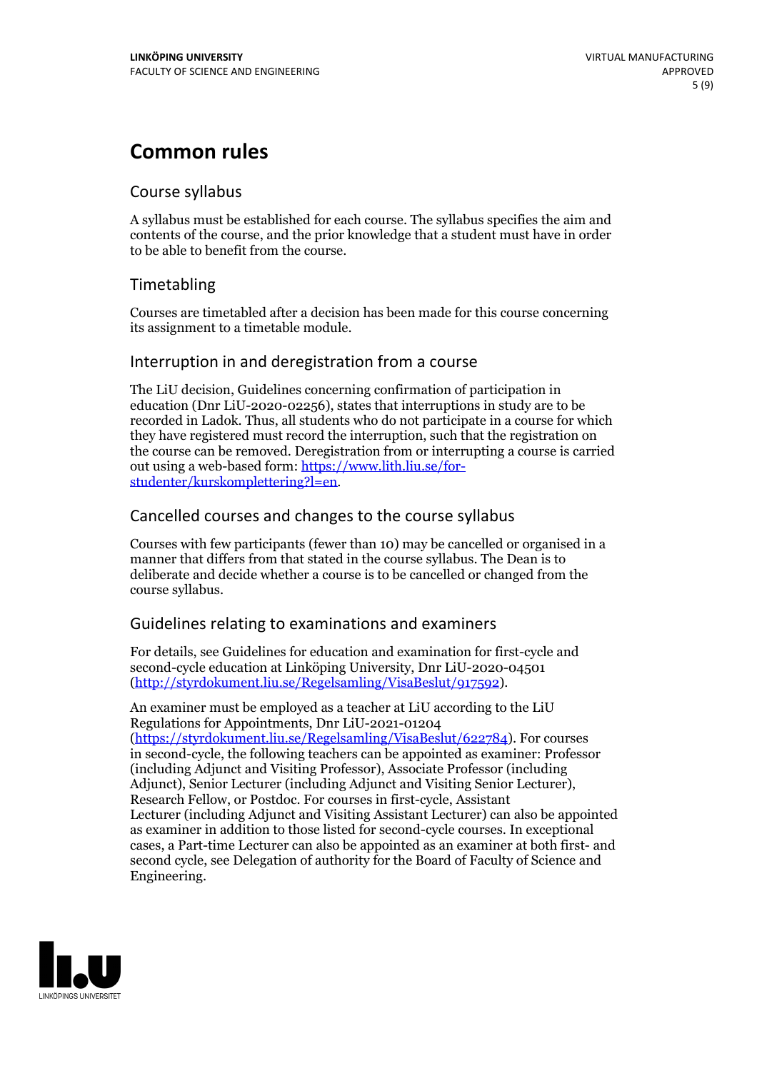# Common rules

## Course syllabus

A syllabus must be established for each course. The syllabus specifies the aim and contents of the course, and the prior knowledge that a student must have in order to be able to benefit from the course.

## Timetabling

Courses are timetabled after a decision has been made for this course concerning its assignment to a timetable module.

## Interruption in and deregistration from a course

The LiU decision, Guidelines concerning confirmation of participation in education (Dnr LiU-2020-02256), states that interruptions in study are to be recorded in Ladok. Thus, all students who do not participate in a course for which they have registered must record the interruption, such that the registration on the course can be removed. Deregistration from or interrupting a course is carried out using a web-based form: https://www.lith.liu.se/for-studenter/kurskomplettering?l=en.

## Cancelled courses and changes to the course syllabus

Courses with few participants (fewer than 10) may be cancelled or organised in a manner that differs from that stated in the course syllabus. The Dean is to deliberate and decide whether a course is to be cancelled or changed from the course syllabus.

## Guidelines relating to examinations and examiners

For details, see Guidelines for education and examination for first-cycle and second-cycle education at Linköping University, Dnr LiU-2020-04501 (http://styrdokument.liu.se/Regelsamling/VisaBeslut/917592).

An examiner must be employed as a teacher at LiU according to the LiU Regulations for Appointments, Dnr LiU-2021-01204 (https://styrdokument.liu.se/Regelsamling/VisaBeslut/622784). For courses in second-cycle, the following teachers can be appointed as examiner: Professor (including Adjunct and Visiting Professor), Associate Professor (including Adjunct), Senior Lecturer (including Adjunct and Visiting Senior Lecturer), Research Fellow, or Postdoc. For courses in first-cycle, Assistant Lecturer (including Adjunct and Visiting Assistant Lecturer) can also be appointed as examiner in addition to those listed for second-cycle courses. In exceptional cases, a Part-time Lecturer can also be appointed as an examiner at both first- and second cycle, see Delegation of authority for the Board of Faculty of Science and Engineering.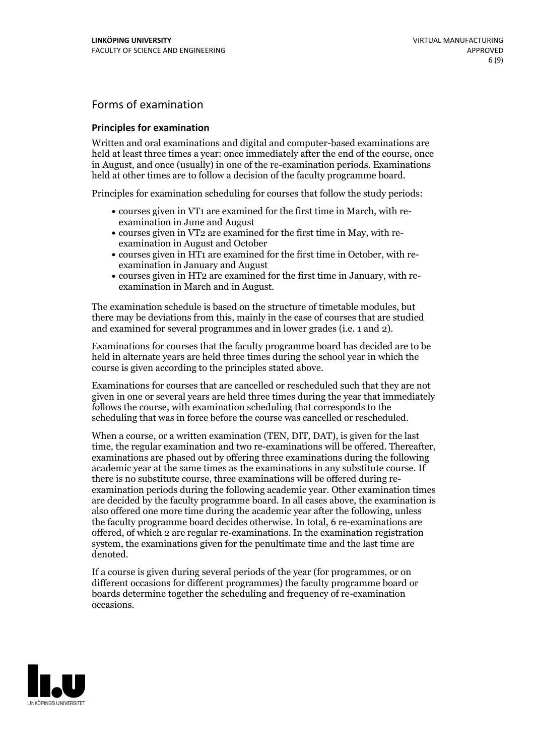## Forms of examination

### Principles for examination

Written and oral examinations and digital and computer-based examinations are held at least three times a year: once immediately after the end of the course, once in August, and once (usually) in one of the re-examination periods. Examinations held at other times are to follow a decision of the faculty programme board.

Principles for examination scheduling for courses that follow the study periods:

- courses given in VT1 are examined for the first time in March, with re-examination in June and August
- courses given in VT2 are examined for the first time in May, with re-examination in August and October
- courses given in HT1 are examined for the first time in October, with re-examination in January and August
- courses given in HT2 are examined for the first time in January, with re-examination in March and in August.

The examination schedule is based on the structure of timetable modules, but there may be deviations from this, mainly in the case of courses that are studied and examined for several programmes and in lower grades (i.e. 1 and 2).

Examinations for courses that the faculty programme board has decided are to be held in alternate years are held three times during the school year in which the course is given according to the principles stated above.

Examinations for courses that are cancelled or rescheduled such that they are not given in one or several years are held three times during the year that immediately follows the course, with examination scheduling that corresponds to the scheduling that was in force before the course was cancelled or rescheduled.

When a course, or a written examination (TEN, DIT, DAT), is given for the last time, the regular examination and two re-examinations will be offered. Thereafter, examinations are phased out by offering three examinations during the following academic year at the same times as the examinations in any substitute course. If there is no substitute course, three examinations will be offered during re-examination periods during the following academic year. Other examination times are decided by the faculty programme board. In all cases above, the examination is also offered one more time during the academic year after the following, unless the faculty programme board decides otherwise. In total, 6 re-examinations are offered, of which 2 are regular re-examinations. In the examination registration system, the examinations given for the penultimate time and the last time are denoted.

If a course is given during several periods of the year (for programmes, or on different occasions for different programmes) the faculty programme board or boards determine together the scheduling and frequency of re-examination occasions.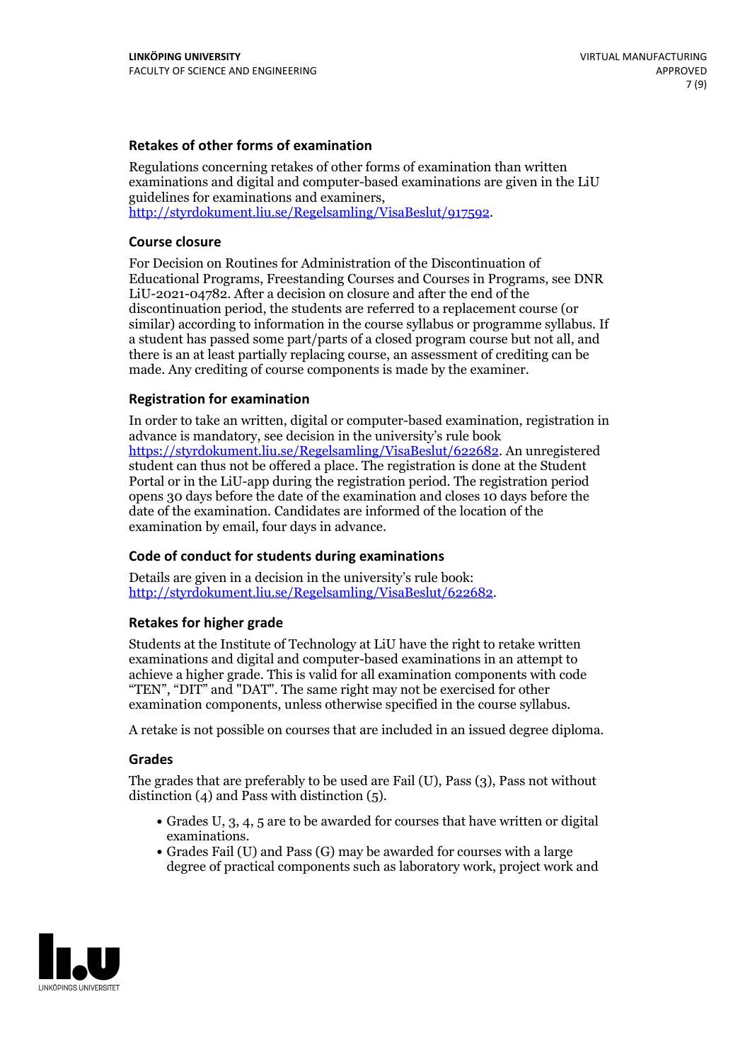### Retakes of other forms of examination

Regulations concerning retakes of other forms of examination than written examinations and digital and computer-based examinations are given in the LiU guidelines for examinations and examiners, http://styrdokument.liu.se/Regelsamling/VisaBeslut/917592.

### Course closure

For Decision on Routines for Administration of the Discontinuation of Educational Programs, Freestanding Courses and Courses in Programs, see DNR LiU-2021-04782. After a decision on closure and after the end of the discontinuation period, the students are referred to a replacement course (or similar) according to information in the course syllabus or programme syllabus. If a student has passed some part/parts of a closed program course but not all, and there is an at least partially replacing course, an assessment of crediting can be made. Any crediting of course components is made by the examiner.

### Registration for examination

In order to take an written, digital or computer-based examination, registration in advance is mandatory, see decision in the university's rule book https://styrdokument.liu.se/Regelsamling/VisaBeslut/622682. An unregistered student can thus not be offered a place. The registration is done at the Student Portal or in the LiU-app during the registration period. The registration period opens 30 days before the date of the examination and closes 10 days before the date of the examination. Candidates are informed of the location of the examination by email, four days in advance.

### Code of conduct for students during examinations

Details are given in a decision in the university's rule book: http://styrdokument.liu.se/Regelsamling/VisaBeslut/622682.

### Retakes for higher grade

Students at the Institute of Technology at LiU have the right to retake written examinations and digital and computer-based examinations in an attempt to achieve a higher grade. This is valid for all examination components with code "TEN", "DIT" and "DAT". The same right may not be exercised for other examination components, unless otherwise specified in the course syllabus.

A retake is not possible on courses that are included in an issued degree diploma.

### Grades

The grades that are preferably to be used are Fail (U), Pass (3), Pass not without distinction (4) and Pass with distinction (5).

- Grades U, 3, 4, 5 are to be awarded for courses that have written or digital examinations.
- Grades Fail (U) and Pass (G) may be awarded for courses with a large degree of practical components such as laboratory work, project work and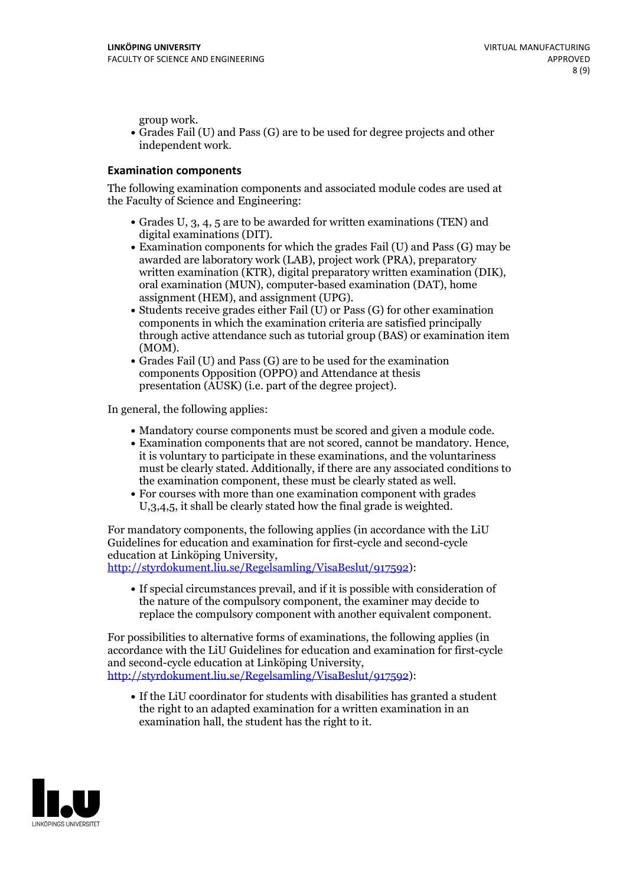group work.
- Grades Fail (U) and Pass (G) are to be used for degree projects and other independent work.

### Examination components

The following examination components and associated module codes are used at the Faculty of Science and Engineering:

- Grades U, 3, 4, 5 are to be awarded for written examinations (TEN) and digital examinations (DIT).
- Examination components for which the grades Fail (U) and Pass (G) may be awarded are laboratory work (LAB), project work (PRA), preparatory written examination (KTR), digital preparatory written examination (DIK), oral examination (MUN), computer-based examination (DAT), home assignment (HEM), and assignment (UPG).
- Students receive grades either Fail (U) or Pass (G) for other examination components in which the examination criteria are satisfied principally through active attendance such as tutorial group (BAS) or examination item (MOM).
- Grades Fail (U) and Pass (G) are to be used for the examination components Opposition (OPPO) and Attendance at thesis presentation (AUSK) (i.e. part of the degree project).

In general, the following applies:

- Mandatory course components must be scored and given a module code.
- Examination components that are not scored, cannot be mandatory. Hence, it is voluntary to participate in these examinations, and the voluntariness must be clearly stated. Additionally, if there are any associated conditions to the examination component, these must be clearly stated as well.
- For courses with more than one examination component with grades U,3,4,5, it shall be clearly stated how the final grade is weighted.

For mandatory components, the following applies (in accordance with the LiU Guidelines for education and examination for first-cycle and second-cycle education at Linköping University, http://styrdokument.liu.se/Regelsamling/VisaBeslut/917592):

- If special circumstances prevail, and if it is possible with consideration of the nature of the compulsory component, the examiner may decide to replace the compulsory component with another equivalent component.

For possibilities to alternative forms of examinations, the following applies (in accordance with the LiU Guidelines for education and examination for first-cycle and second-cycle education at Linköping University, http://styrdokument.liu.se/Regelsamling/VisaBeslut/917592):

- If the LiU coordinator for students with disabilities has granted a student the right to an adapted examination for a written examination in an examination hall, the student has the right to it.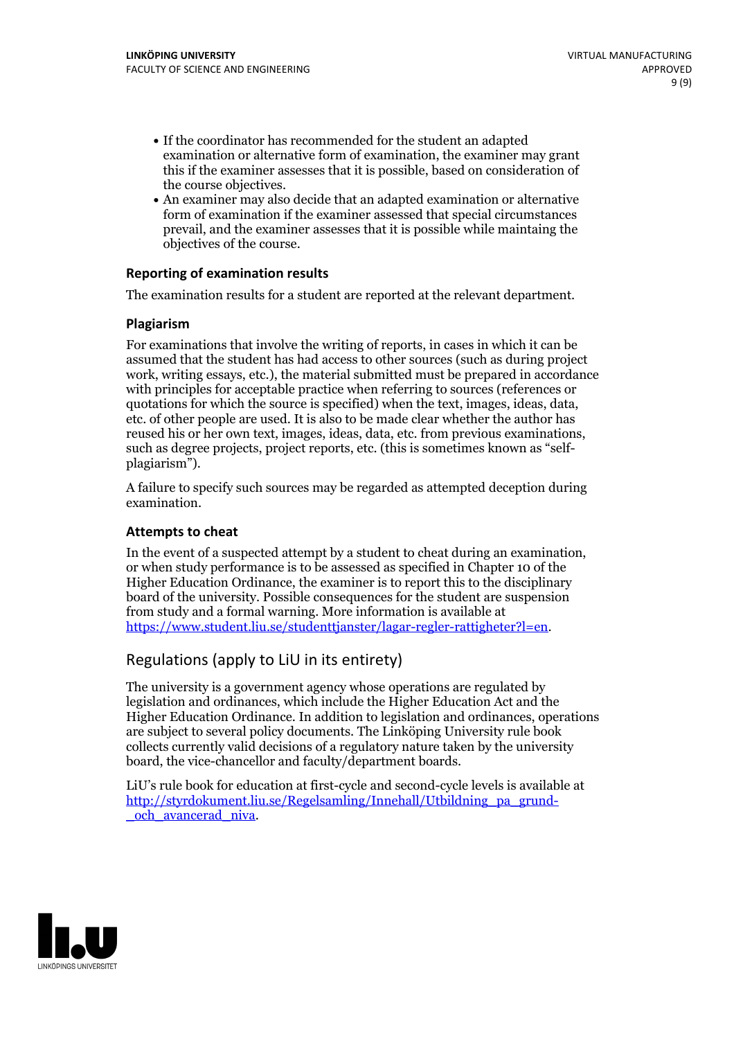- If the coordinator has recommended for the student an adapted examination or alternative form of examination, the examiner may grant this if the examiner assesses that it is possible, based on consideration of the course objectives.
- An examiner may also decide that an adapted examination or alternative form of examination if the examiner assessed that special circumstances prevail, and the examiner assesses that it is possible while maintaing the objectives of the course.

### Reporting of examination results

The examination results for a student are reported at the relevant department.

### Plagiarism

For examinations that involve the writing of reports, in cases in which it can be assumed that the student has had access to other sources (such as during project work, writing essays, etc.), the material submitted must be prepared in accordance with principles for acceptable practice when referring to sources (references or quotations for which the source is specified) when the text, images, ideas, data, etc. of other people are used. It is also to be made clear whether the author has reused his or her own text, images, ideas, data, etc. from previous examinations, such as degree projects, project reports, etc. (this is sometimes known as "self-plagiarism").

A failure to specify such sources may be regarded as attempted deception during examination.

### Attempts to cheat

In the event of a suspected attempt by a student to cheat during an examination, or when study performance is to be assessed as specified in Chapter 10 of the Higher Education Ordinance, the examiner is to report this to the disciplinary board of the university. Possible consequences for the student are suspension from study and a formal warning. More information is available at https://www.student.liu.se/studenttjanster/lagar-regler-rattigheter?l=en.

## Regulations (apply to LiU in its entirety)

The university is a government agency whose operations are regulated by legislation and ordinances, which include the Higher Education Act and the Higher Education Ordinance. In addition to legislation and ordinances, operations are subject to several policy documents. The Linköping University rule book collects currently valid decisions of a regulatory nature taken by the university board, the vice-chancellor and faculty/department boards.

LiU's rule book for education at first-cycle and second-cycle levels is available at http://styrdokument.liu.se/Regelsamling/Innehall/Utbildning_pa_grund-_och_avancerad_niva.